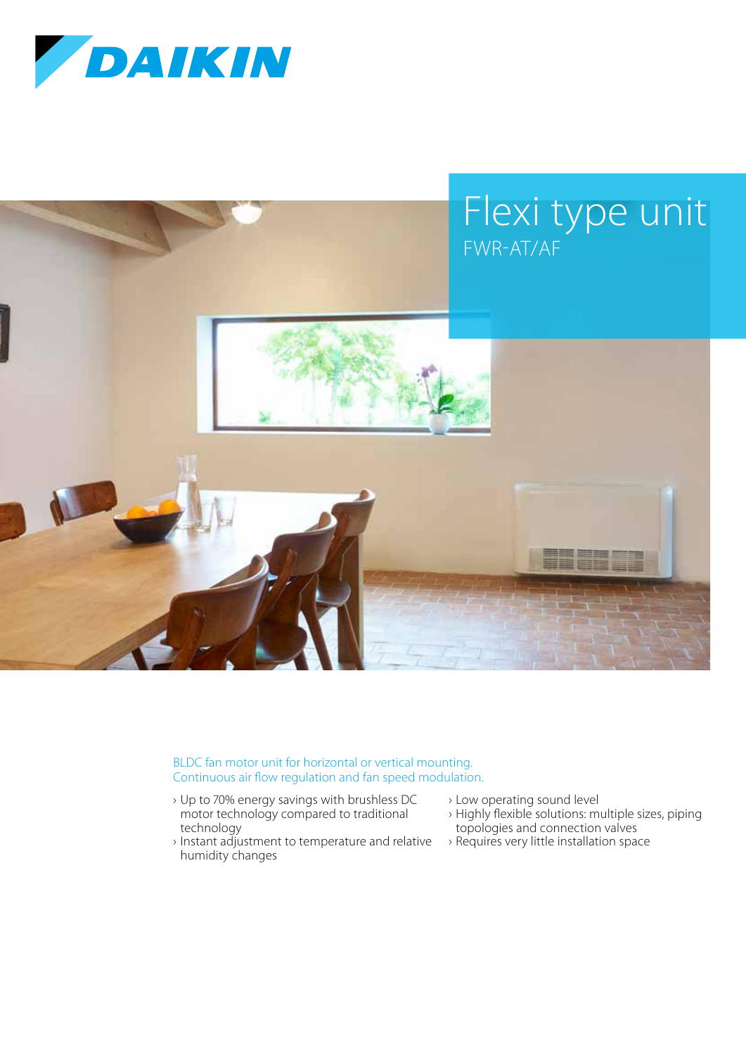DAIKIN

# Flexi type unit

## FWR-AT/AF

BLDC fan motor unit for horizontal or vertical mounting.
Continuous air flow regulation and fan speed modulation.

- Up to 70% energy savings with brushless DC motor technology compared to traditional technology
- Instant adjustment to temperature and relative humidity changes
- Low operating sound level
- Highly flexible solutions: multiple sizes, piping topologies and connection valves
- Requires very little installation space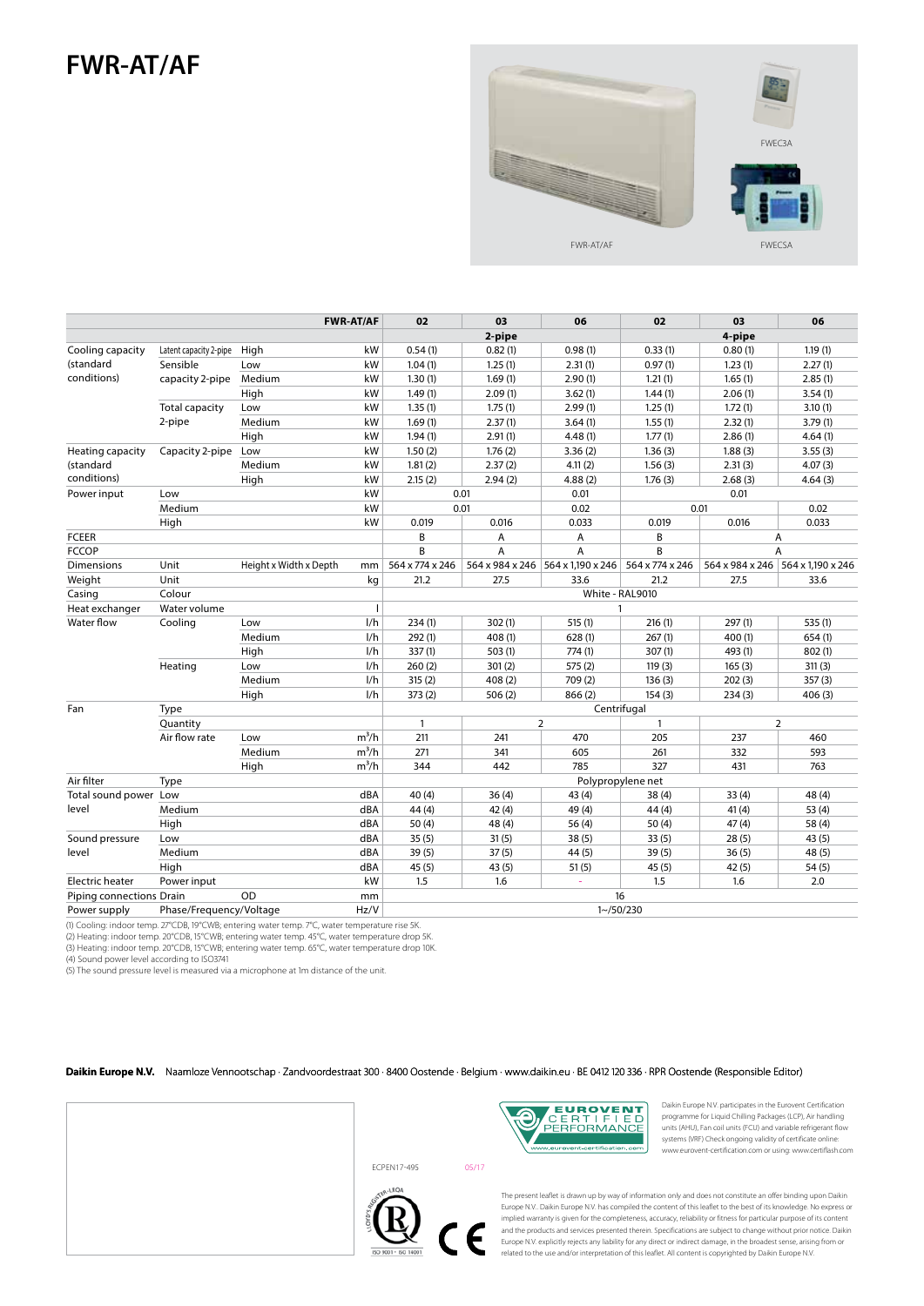# FWR-AT/AF

FWEC3A

FWR-AT/AF

FWECSA

| | | | | FWR-AT/AF | 02 | 03 | 06 | 02 | 03 | 06 |
|---|---|---|---|---|---|---|---|---|---|---|
| | | | | | 2-pipe | | | 4-pipe | | |
| Cooling capacity (standard conditions) | Latent capacity 2-pipe | High | | kW | 0.54 (1) | 0.82 (1) | 0.98 (1) | 0.33 (1) | 0.80 (1) | 1.19 (1) |
| | Sensible capacity 2-pipe | Low | | kW | 1.04 (1) | 1.25 (1) | 2.31 (1) | 0.97 (1) | 1.23 (1) | 2.27 (1) |
| | | Medium | | kW | 1.30 (1) | 1.69 (1) | 2.90 (1) | 1.21 (1) | 1.65 (1) | 2.85 (1) |
| | | High | | kW | 1.49 (1) | 2.09 (1) | 3.62 (1) | 1.44 (1) | 2.06 (1) | 3.54 (1) |
| | Total capacity 2-pipe | Low | | kW | 1.35 (1) | 1.75 (1) | 2.99 (1) | 1.25 (1) | 1.72 (1) | 3.10 (1) |
| | | Medium | | kW | 1.69 (1) | 2.37 (1) | 3.64 (1) | 1.55 (1) | 2.32 (1) | 3.79 (1) |
| | | High | | kW | 1.94 (1) | 2.91 (1) | 4.48 (1) | 1.77 (1) | 2.86 (1) | 4.64 (1) |
| Heating capacity (standard conditions) | Capacity 2-pipe | Low | | kW | 1.50 (2) | 1.76 (2) | 3.36 (2) | 1.36 (3) | 1.88 (3) | 3.55 (3) |
| | | Medium | | kW | 1.81 (2) | 2.37 (2) | 4.11 (2) | 1.56 (3) | 2.31 (3) | 4.07 (3) |
| | | High | | kW | 2.15 (2) | 2.94 (2) | 4.88 (2) | 1.76 (3) | 2.68 (3) | 4.64 (3) |
| Power input | Low | | | kW | 0.01 | | 0.01 | 0.01 | | |
| | Medium | | | kW | 0.01 | | 0.02 | 0.01 | | 0.02 |
| | High | | | kW | 0.019 | 0.016 | 0.033 | 0.019 | 0.016 | 0.033 |
| FCEER | | | | | B | A | A | B | A | |
| FCCOP | | | | | B | A | A | B | A | |
| Dimensions | Unit | Height x Width x Depth | | mm | 564 x 774 x 246 | 564 x 984 x 246 | 564 x 1,190 x 246 | 564 x 774 x 246 | 564 x 984 x 246 | 564 x 1,190 x 246 |
| Weight | Unit | | | kg | 21.2 | 27.5 | 33.6 | 21.2 | 27.5 | 33.6 |
| Casing | Colour | | | | White - RAL9010 | | | | | |
| Heat exchanger | Water volume | | | l | 1 | | | | | |
| Water flow | Cooling | Low | | l/h | 234 (1) | 302 (1) | 515 (1) | 216 (1) | 297 (1) | 535 (1) |
| | | Medium | | l/h | 292 (1) | 408 (1) | 628 (1) | 267 (1) | 400 (1) | 654 (1) |
| | | High | | l/h | 337 (1) | 503 (1) | 774 (1) | 307 (1) | 493 (1) | 802 (1) |
| | Heating | Low | | l/h | 260 (2) | 301 (2) | 575 (2) | 119 (3) | 165 (3) | 311 (3) |
| | | Medium | | l/h | 315 (2) | 408 (2) | 709 (2) | 136 (3) | 202 (3) | 357 (3) |
| | | High | | l/h | 373 (2) | 506 (2) | 866 (2) | 154 (3) | 234 (3) | 406 (3) |
| Fan | Type | | | | Centrifugal | | | | | |
| | Quantity | | | | 1 | 2 | | 1 | 2 | |
| | Air flow rate | Low | | $m^3/h$ | 211 | 241 | 470 | 205 | 237 | 460 |
| | | Medium | | $m^3/h$ | 271 | 341 | 605 | 261 | 332 | 593 |
| | | High | | $m^3/h$ | 344 | 442 | 785 | 327 | 431 | 763 |
| Air filter | Type | | | | Polypropylene net | | | | | |
| Total sound power level | Low | | | dBA | 40 (4) | 36 (4) | 43 (4) | 38 (4) | 33 (4) | 48 (4) |
| | Medium | | | dBA | 44 (4) | 42 (4) | 49 (4) | 44 (4) | 41 (4) | 53 (4) |
| | High | | | dBA | 50 (4) | 48 (4) | 56 (4) | 50 (4) | 47 (4) | 58 (4) |
| Sound pressure level | Low | | | dBA | 35 (5) | 31 (5) | 38 (5) | 33 (5) | 28 (5) | 43 (5) |
| | Medium | | | dBA | 39 (5) | 37 (5) | 44 (5) | 39 (5) | 36 (5) | 48 (5) |
| | High | | | dBA | 45 (5) | 43 (5) | 51 (5) | 45 (5) | 42 (5) | 54 (5) |
| Electric heater | Power input | | | kW | 1.5 | 1.6 | - | 1.5 | 1.6 | 2.0 |
| Piping connections | Drain | OD | | mm | 16 | | | | | |
| Power supply | Phase/Frequency/Voltage | | | Hz/V | 1~/50/230 | | | | | |

(1) Cooling: indoor temp. 27°CDB, 19°CWB; entering water temp. 7°C, water temperature rise 5K.
(2) Heating: indoor temp. 20°CDB, 15°CWB; entering water temp. 45°C, water temperature drop 5K.
(3) Heating: indoor temp. 20°CDB, 15°CWB; entering water temp. 65°C, water temperature drop 10K.
(4) Sound power level according to ISO3741
(5) The sound pressure level is measured via a microphone at 1m distance of the unit.

**Daikin Europe N.V.** Naamloze Vennootschap · Zandvoordestraat 300 · 8400 Oostende · Belgium · www.daikin.eu · BE 0412 120 336 · RPR Oostende (Responsible Editor)

ECPEN17-495 05/17

Daikin Europe N.V. participates in the Eurovent Certification programme for Liquid Chilling Packages (LCP), Air handling units (AHU), Fan coil units (FCU) and variable refrigerant flow systems (VRF) Check ongoing validity of certificate online: www.eurovent-certification.com or using: www.certiflash.com

The present leaflet is drawn up by way of information only and does not constitute an offer binding upon Daikin Europe N.V.. Daikin Europe N.V. has compiled the content of this leaflet to the best of its knowledge. No express or implied warranty is given for the completeness, accuracy, reliability or fitness for particular purpose of its content and the products and services presented therein. Specifications are subject to change without prior notice. Daikin Europe N.V. explicitly rejects any liability for any direct or indirect damage, in the broadest sense, arising from or related to the use and/or interpretation of this leaflet. All content is copyrighted by Daikin Europe N.V.